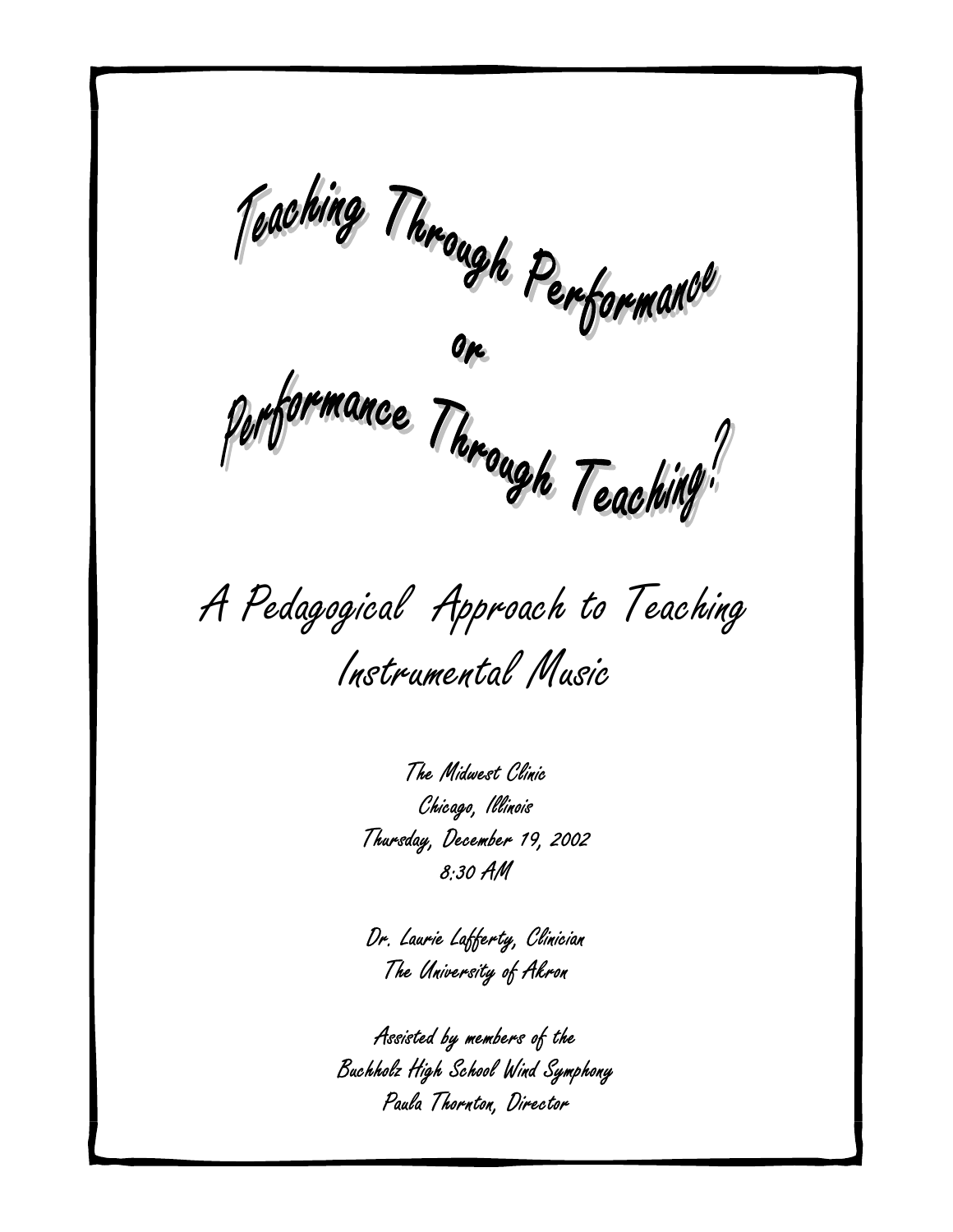# Teaching Through Performance or Performance Through Teaching?

## A Pedagogical Approach to Teaching Instrumental Music

The Midwest Clinic
Chicago, Illinois
Thursday, December 19, 2002
8:30 AM

Dr. Laurie Lafferty, Clinician
The University of Akron

Assisted by members of the
Buchholz High School Wind Symphony
Paula Thornton, Director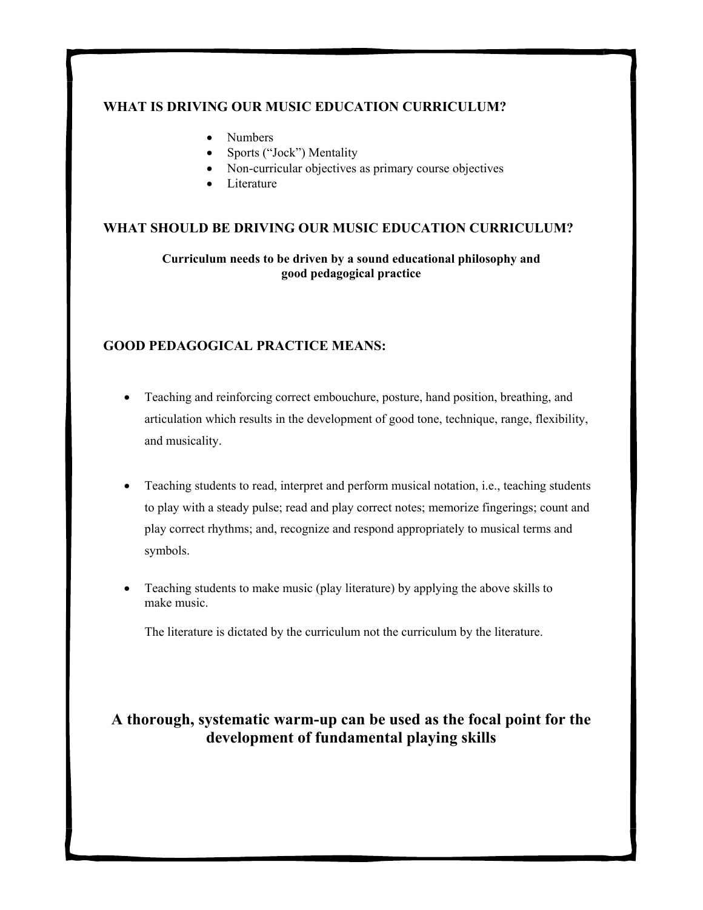## WHAT IS DRIVING OUR MUSIC EDUCATION CURRICULUM?

- Numbers
- Sports ("Jock") Mentality
- Non-curricular objectives as primary course objectives
- Literature

## WHAT SHOULD BE DRIVING OUR MUSIC EDUCATION CURRICULUM?

**Curriculum needs to be driven by a sound educational philosophy and good pedagogical practice**

## GOOD PEDAGOGICAL PRACTICE MEANS:

- Teaching and reinforcing correct embouchure, posture, hand position, breathing, and articulation which results in the development of good tone, technique, range, flexibility, and musicality.

- Teaching students to read, interpret and perform musical notation, i.e., teaching students to play with a steady pulse; read and play correct notes; memorize fingerings; count and play correct rhythms; and, recognize and respond appropriately to musical terms and symbols.

- Teaching students to make music (play literature) by applying the above skills to make music.

  The literature is dictated by the curriculum not the curriculum by the literature.

## A thorough, systematic warm-up can be used as the focal point for the development of fundamental playing skills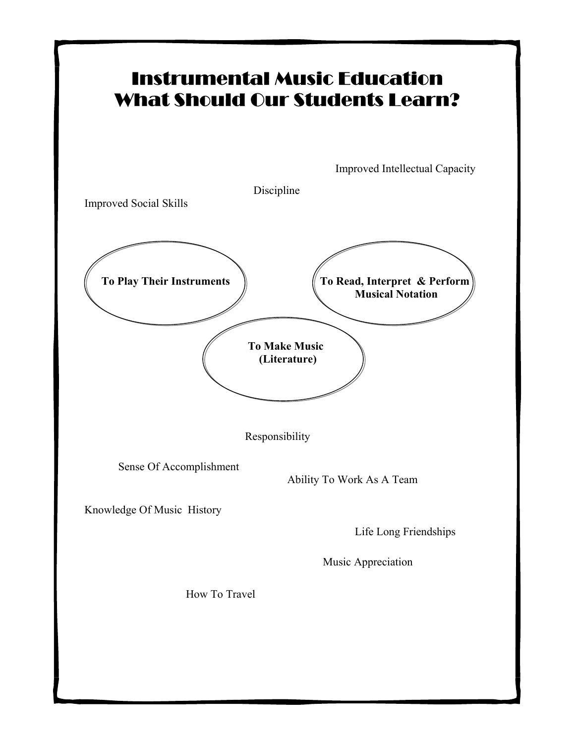# Instrumental Music Education
# What Should Our Students Learn?

Improved Intellectual Capacity

Discipline

Improved Social Skills

**To Play Their Instruments**

**To Read, Interpret & Perform Musical Notation**

**To Make Music (Literature)**

Responsibility

Sense Of Accomplishment

Ability To Work As A Team

Knowledge Of Music History

Life Long Friendships

Music Appreciation

How To Travel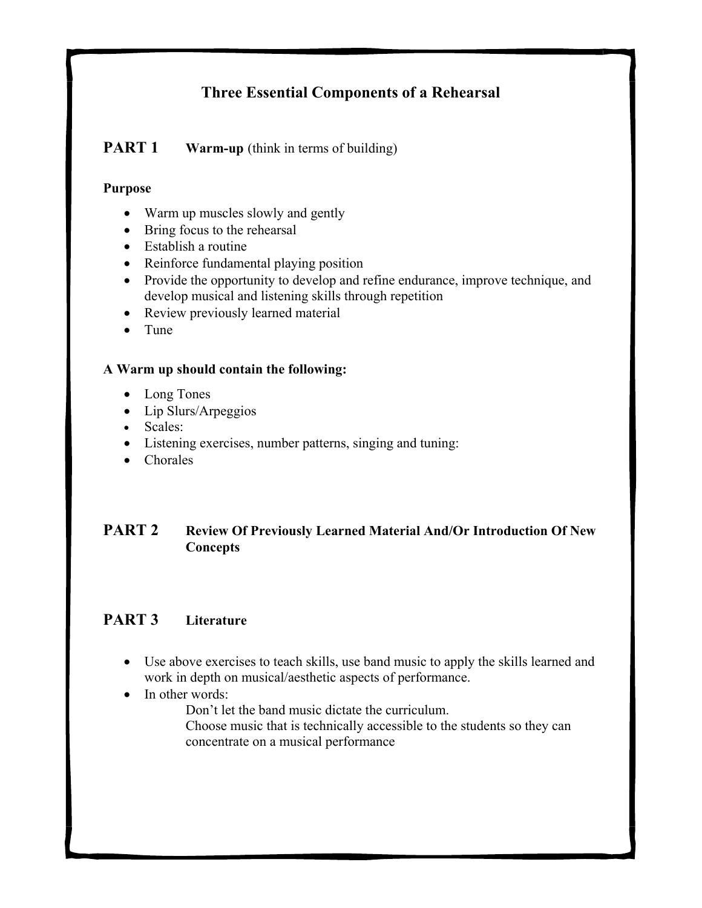# Three Essential Components of a Rehearsal

## PART 1 Warm-up (think in terms of building)

**Purpose**

- Warm up muscles slowly and gently
- Bring focus to the rehearsal
- Establish a routine
- Reinforce fundamental playing position
- Provide the opportunity to develop and refine endurance, improve technique, and develop musical and listening skills through repetition
- Review previously learned material
- Tune

**A Warm up should contain the following:**

- Long Tones
- Lip Slurs/Arpeggios
- Scales:
- Listening exercises, number patterns, singing and tuning:
- Chorales

## PART 2 Review Of Previously Learned Material And/Or Introduction Of New Concepts

## PART 3 Literature

- Use above exercises to teach skills, use band music to apply the skills learned and work in depth on musical/aesthetic aspects of performance.
- In other words:
  - Don't let the band music dictate the curriculum.
  - Choose music that is technically accessible to the students so they can concentrate on a musical performance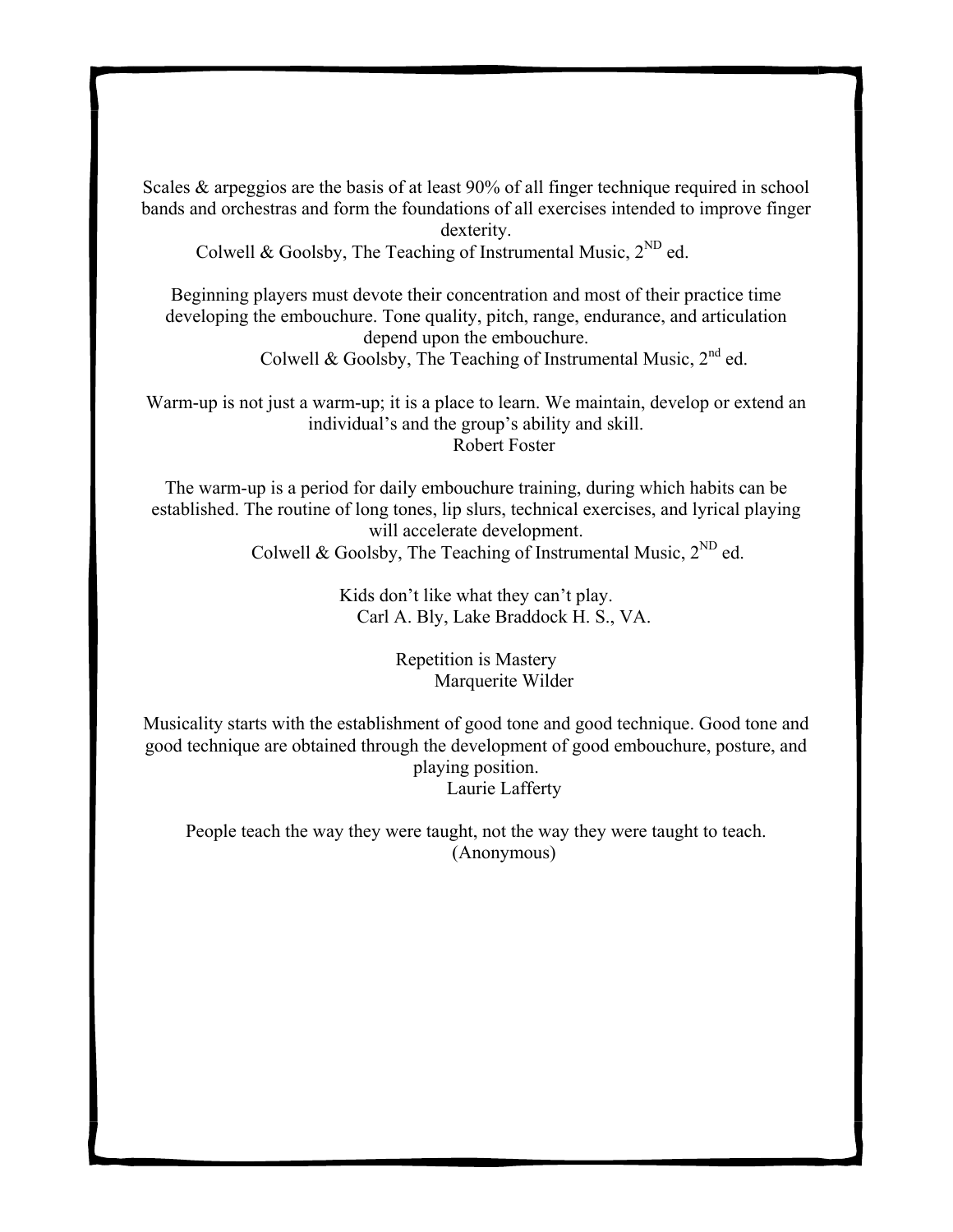Scales & arpeggios are the basis of at least 90% of all finger technique required in school bands and orchestras and form the foundations of all exercises intended to improve finger dexterity.

Colwell & Goolsby, The Teaching of Instrumental Music, 2ND ed.

Beginning players must devote their concentration and most of their practice time developing the embouchure. Tone quality, pitch, range, endurance, and articulation depend upon the embouchure.

Colwell & Goolsby, The Teaching of Instrumental Music, 2nd ed.

Warm-up is not just a warm-up; it is a place to learn. We maintain, develop or extend an individual's and the group's ability and skill.

Robert Foster

The warm-up is a period for daily embouchure training, during which habits can be established. The routine of long tones, lip slurs, technical exercises, and lyrical playing will accelerate development.

Colwell & Goolsby, The Teaching of Instrumental Music, 2ND ed.

Kids don't like what they can't play.

Carl A. Bly, Lake Braddock H. S., VA.

Repetition is Mastery

Marquerite Wilder

Musicality starts with the establishment of good tone and good technique. Good tone and good technique are obtained through the development of good embouchure, posture, and playing position.

Laurie Lafferty

People teach the way they were taught, not the way they were taught to teach.

(Anonymous)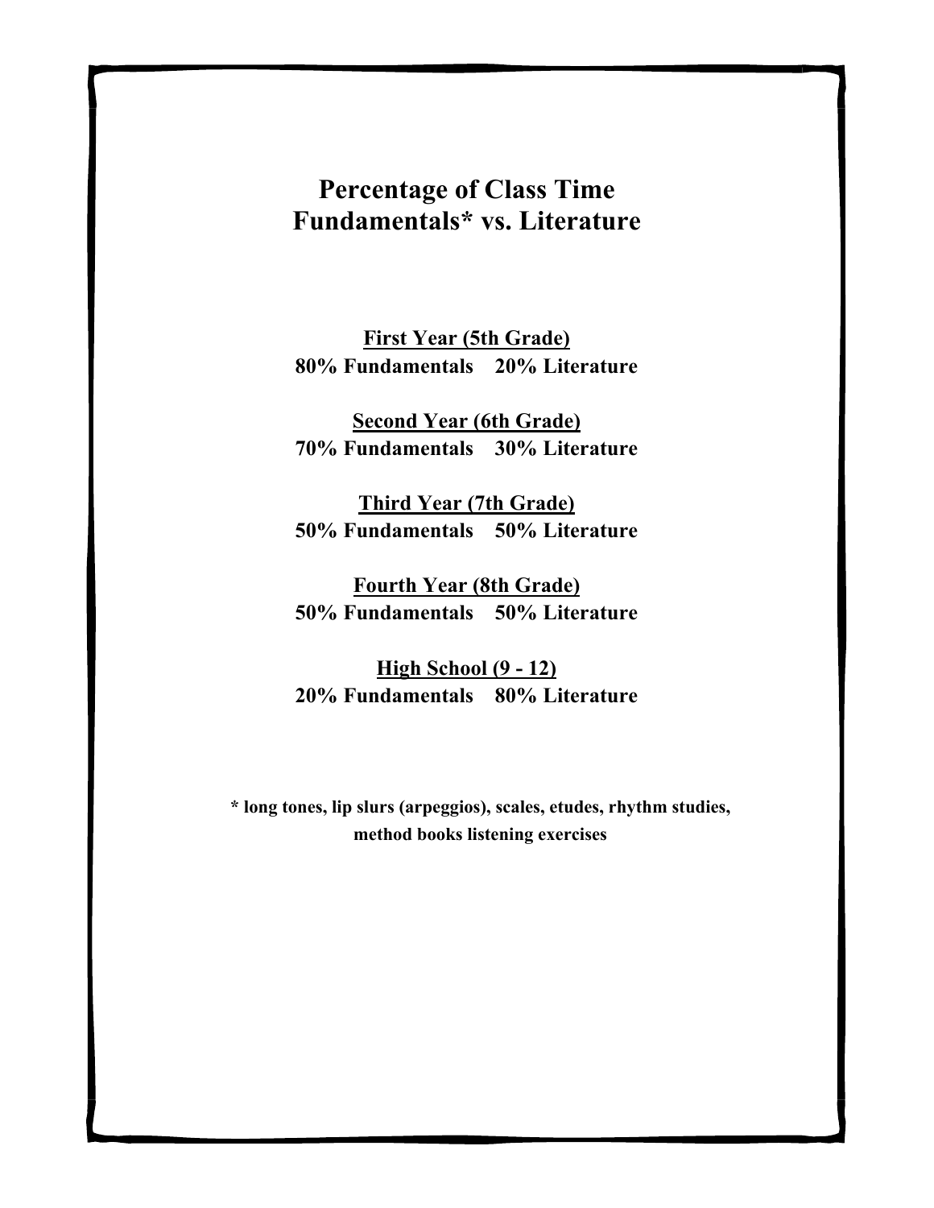# Percentage of Class Time
# Fundamentals* vs. Literature

**First Year (5th Grade)**
**80% Fundamentals    20% Literature**

**Second Year (6th Grade)**
**70% Fundamentals    30% Literature**

**Third Year (7th Grade)**
**50% Fundamentals    50% Literature**

**Fourth Year (8th Grade)**
**50% Fundamentals    50% Literature**

**High School (9 - 12)**
**20% Fundamentals    80% Literature**

**\* long tones, lip slurs (arpeggios), scales, etudes, rhythm studies, method books listening exercises**